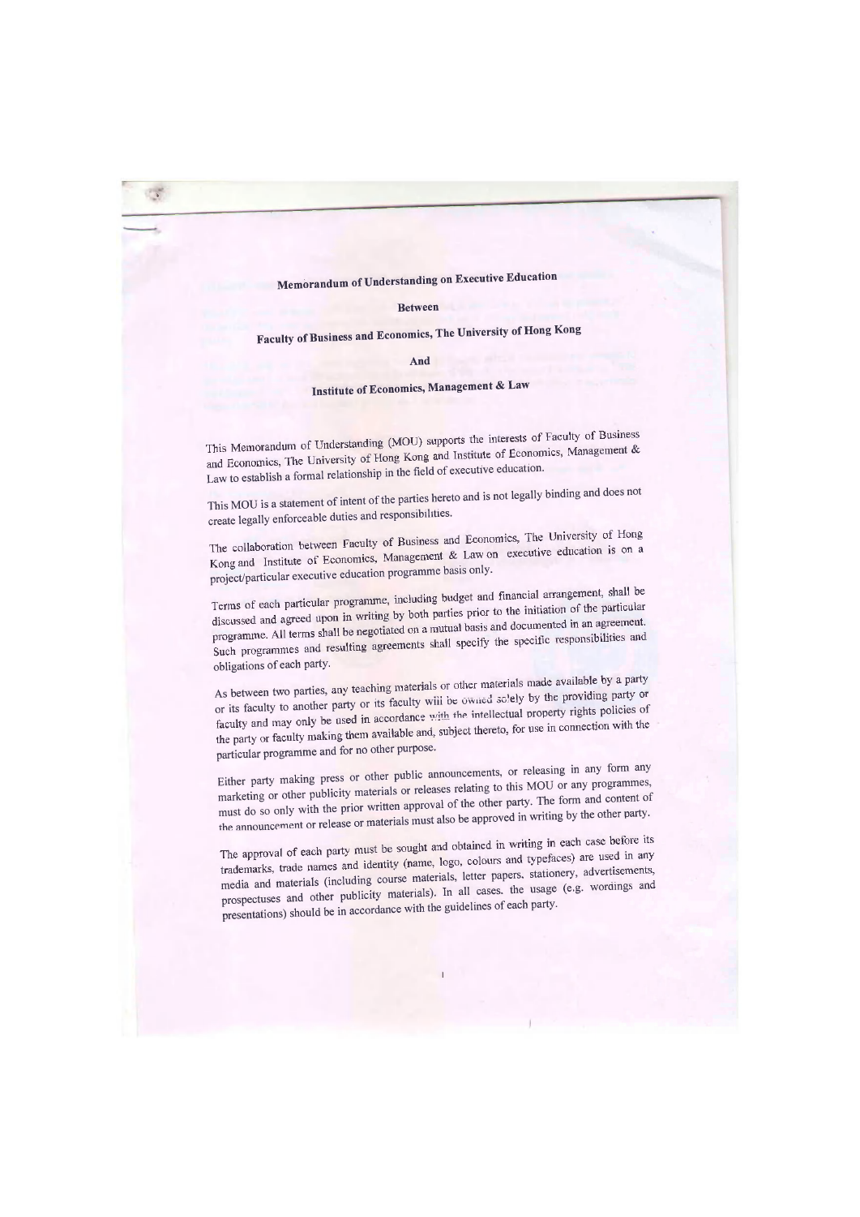**Memorandum of Understanding on Executive Education**

**Between**

**Faculty of Business and Economics, The University of Hong Kong**

**And**

**Institute of Economics, Management & Law**

This Memorandum of Understanding (MOU) supports the interests of Faculty of Business and Economics, The University of Hong Kong and Institute of Economics, Management & Law to establish a formal relationship in the field of executive education.

This MOU is a statement of intent of the parties hereto and is not legally binding and does not create legally enforceable duties and responsibilities.

The collaboration between Faculty of Business and Economics, The University of Hong Kong and Institute of Economics, Management & Law on executive education is on a project/particular executive education programme basis only.

Terms of each particular programme, including budget and financial arrangement, shall be discussed and agreed upon in writing by both parties prior to the initiation of the particular programme. All terms shall be negotiated on a mutual basis and documented in an agreement. Such programmes and resulting agreements shall specify the specific responsibilities and obligations of each party.

As between two parties, any teaching materials or other materials made available by a party or its faculty to another party or its faculty will be owned solely by the providing party or faculty and may only be used in accordance with the intellectual property rights policies of the party or faculty making them available and, subject thereto, for use in connection with the particular programme and for no other purpose.

Either party making press or other public announcements, or releasing in any form any marketing or other publicity materials or releases relating to this MOU or any programmes, must do so only with the prior written approval of the other party. The form and content of the announcement or release or materials must also be approved in writing by the other party.

The approval of each party must be sought and obtained in writing in each case before its trademarks, trade names and identity (name, logo, colours and typefaces) are used in any media and materials (including course materials, letter papers, stationery, advertisements, prospectuses and other publicity materials). In all cases, the usage (e.g. wordings and presentations) should be in accordance with the guidelines of each party.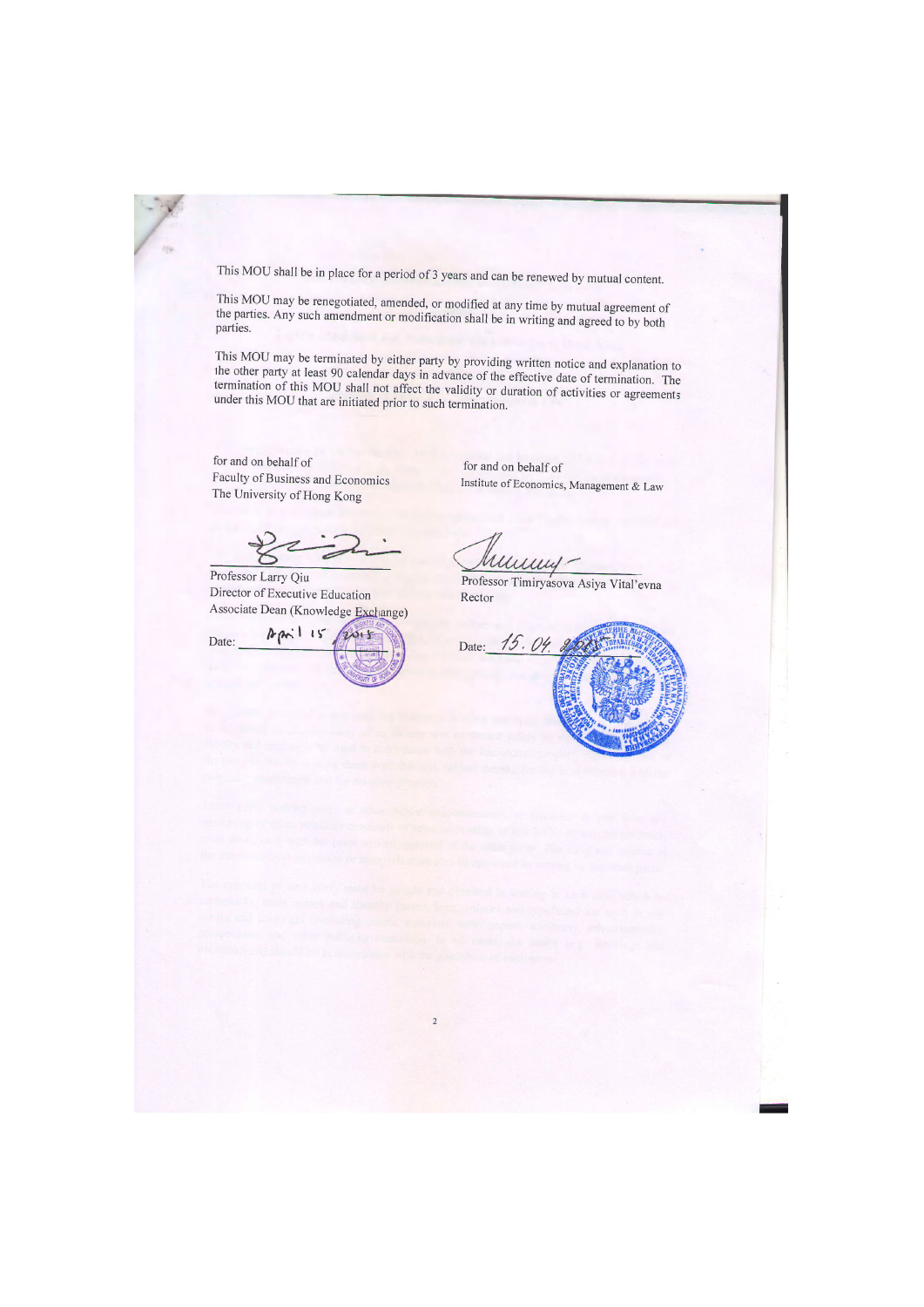This MOU shall be in place for a period of 3 years and can be renewed by mutual content.

This MOU may be renegotiated, amended, or modified at any time by mutual agreement of the parties. Any such amendment or modification shall be in writing and agreed to by both parties.

This MOU may be terminated by either party by providing written notice and explanation to the other party at least 90 calendar days in advance of the effective date of termination. The termination of this MOU shall not affect the validity or duration of activities or agreements under this MOU that are initiated prior to such termination.

for and on behalf of
Faculty of Business and Economics
The University of Hong Kong

Professor Larry Qiu
Director of Executive Education
Associate Dean (Knowledge Exchange)

Date: April 15, 2015

for and on behalf of
Institute of Economics, Management & Law

Professor Timiryasova Asiya Vital'evna
Rector

Date: 15. 04. 2015